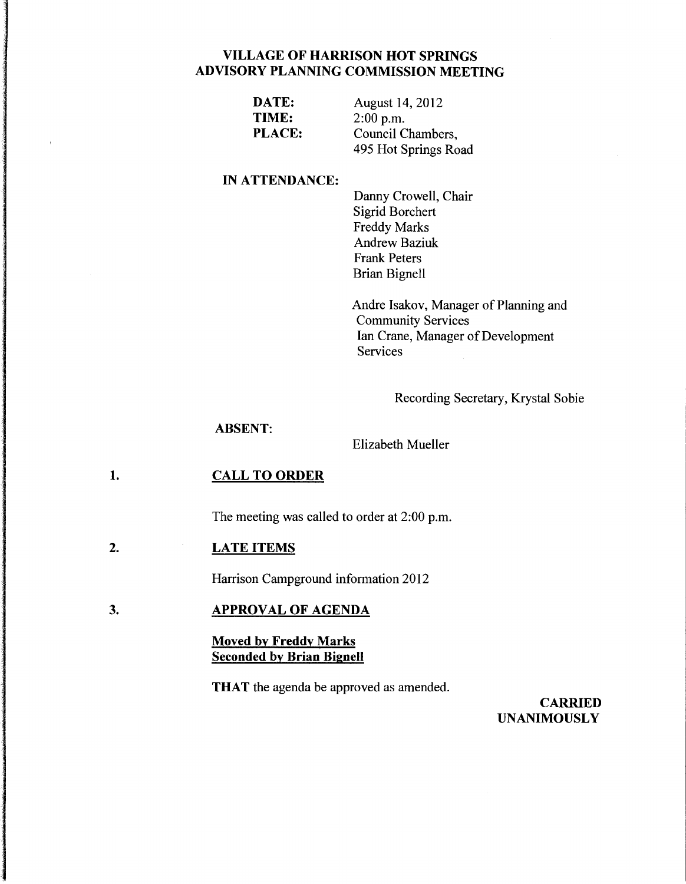# VILLAGE OF HARRISON HOT SPRINGS
# ADVISORY PLANNING COMMISSION MEETING

**DATE:** August 14, 2012
**TIME:** 2:00 p.m.
**PLACE:** Council Chambers,
495 Hot Springs Road

**IN ATTENDANCE:**

Danny Crowell, Chair
Sigrid Borchert
Freddy Marks
Andrew Baziuk
Frank Peters
Brian Bignell

Andre Isakov, Manager of Planning and Community Services
Ian Crane, Manager of Development Services

Recording Secretary, Krystal Sobie

**ABSENT:**

Elizabeth Mueller

## 1. CALL TO ORDER

The meeting was called to order at 2:00 p.m.

## 2. LATE ITEMS

Harrison Campground information 2012

## 3. APPROVAL OF AGENDA

**Moved by Freddy Marks**
**Seconded by Brian Bignell**

**THAT** the agenda be approved as amended.

**CARRIED UNANIMOUSLY**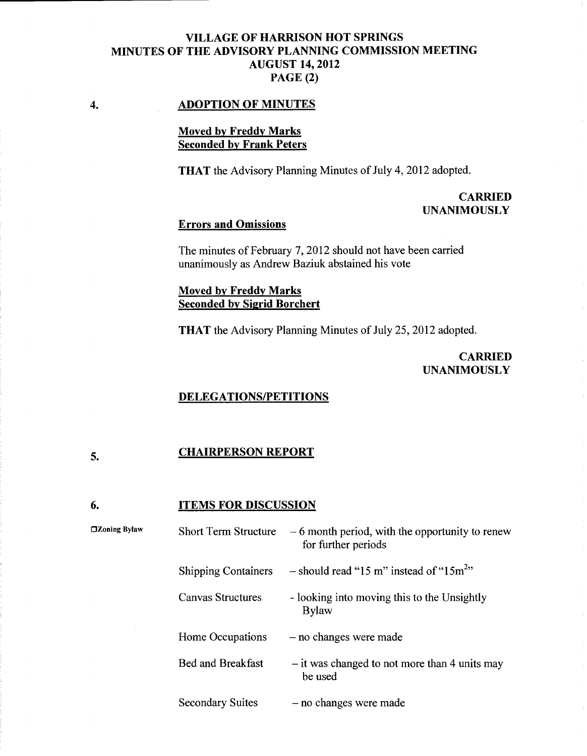## 4. ADOPTION OF MINUTES

**Moved by Freddy Marks**
**Seconded by Frank Peters**

**THAT** the Advisory Planning Minutes of July 4, 2012 adopted.

**CARRIED UNANIMOUSLY**

**Errors and Omissions**

The minutes of February 7, 2012 should not have been carried unanimously as Andrew Baziuk abstained his vote

**Moved by Freddy Marks**
**Seconded by Sigrid Borchert**

**THAT** the Advisory Planning Minutes of July 25, 2012 adopted.

**CARRIED UNANIMOUSLY**

## DELEGATIONS/PETITIONS

## 5. CHAIRPERSON REPORT

## 6. ITEMS FOR DISCUSSION

☐Zoning Bylaw

| | |
|---|---|
| Short Term Structure | – 6 month period, with the opportunity to renew for further periods |
| Shipping Containers | – should read "15 m" instead of "$15m^2$" |
| Canvas Structures | - looking into moving this to the Unsightly Bylaw |
| Home Occupations | – no changes were made |
| Bed and Breakfast | – it was changed to not more than 4 units may be used |
| Secondary Suites | – no changes were made |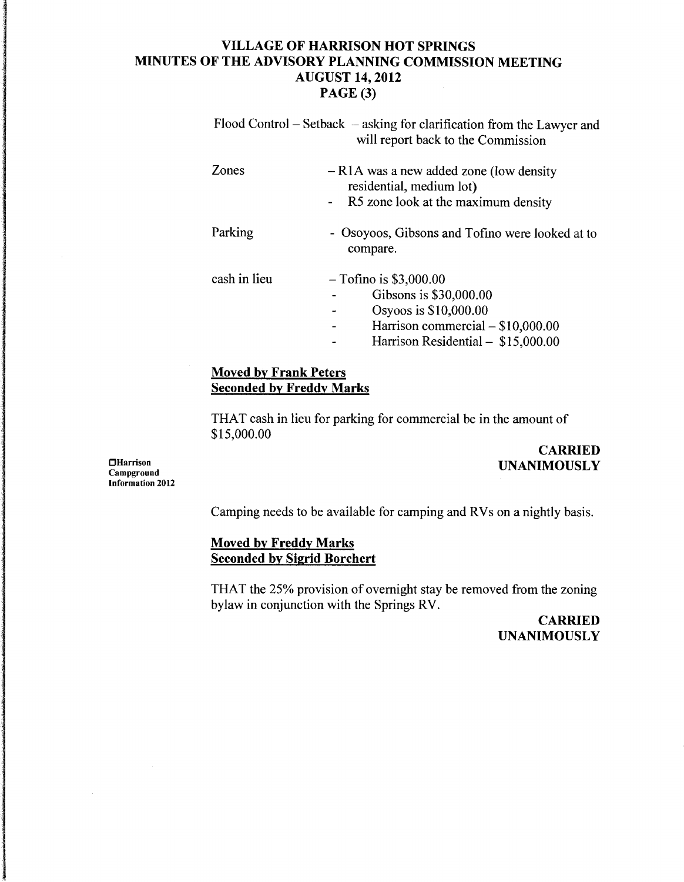Flood Control – Setback – asking for clarification from the Lawyer and will report back to the Commission

Zones – R1A was a new added zone (low density residential, medium lot)
- R5 zone look at the maximum density

Parking - Osoyoos, Gibsons and Tofino were looked at to compare.

cash in lieu – Tofino is $3,000.00
- Gibsons is $30,000.00
- Osyoos is $10,000.00
- Harrison commercial – $10,000.00
- Harrison Residential – $15,000.00

**Moved by Frank Peters**
**Seconded by Freddy Marks**

THAT cash in lieu for parking for commercial be in the amount of $15,000.00

**CARRIED UNANIMOUSLY**

**Harrison Campground Information 2012**

Camping needs to be available for camping and RVs on a nightly basis.

**Moved by Freddy Marks**
**Seconded by Sigrid Borchert**

THAT the 25% provision of overnight stay be removed from the zoning bylaw in conjunction with the Springs RV.

**CARRIED UNANIMOUSLY**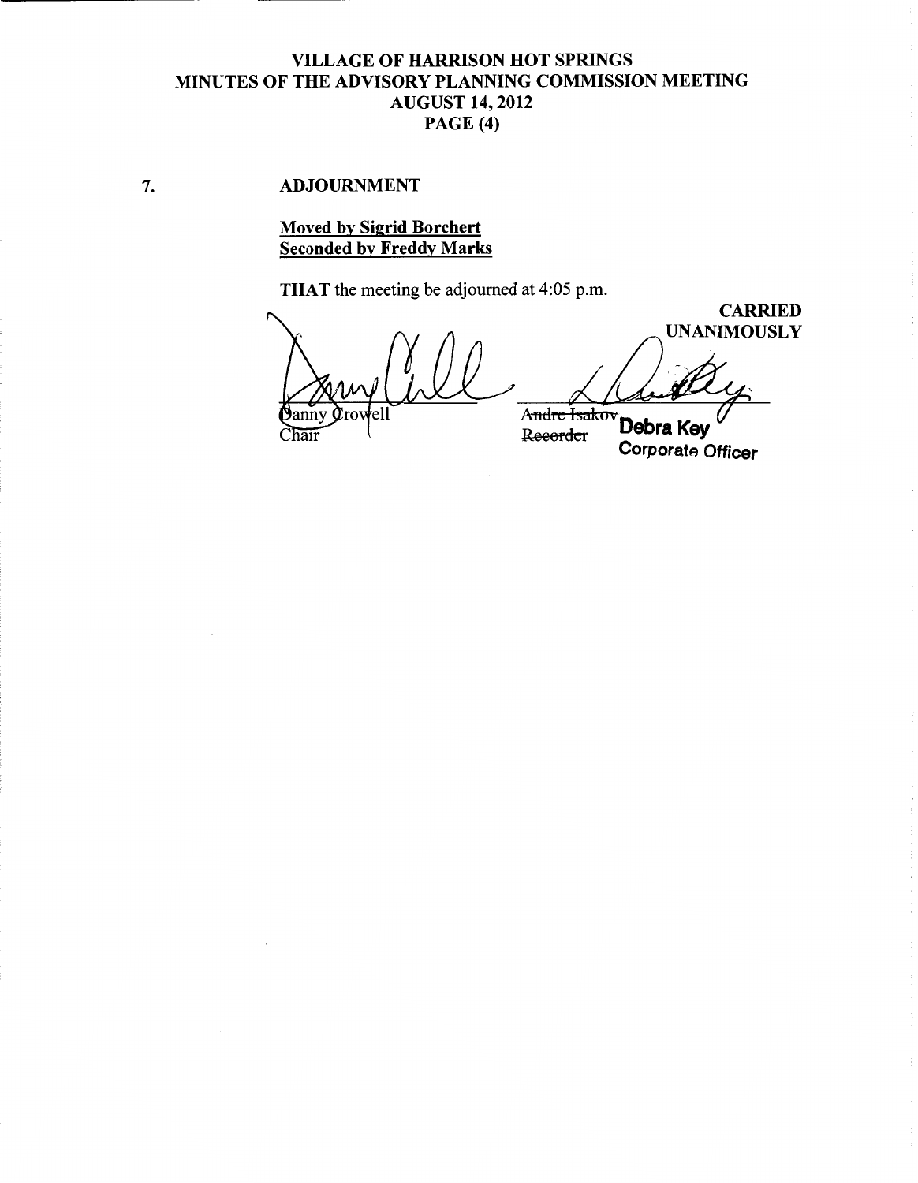## 7. ADJOURNMENT

**Moved by Sigrid Borchert**
**Seconded by Freddy Marks**

**THAT** the meeting be adjourned at 4:05 p.m.

**CARRIED UNANIMOUSLY**

Danny Crowell
Chair

~~Andre Isakov~~ **Debra Key**
~~Recorder~~ **Corporate Officer**